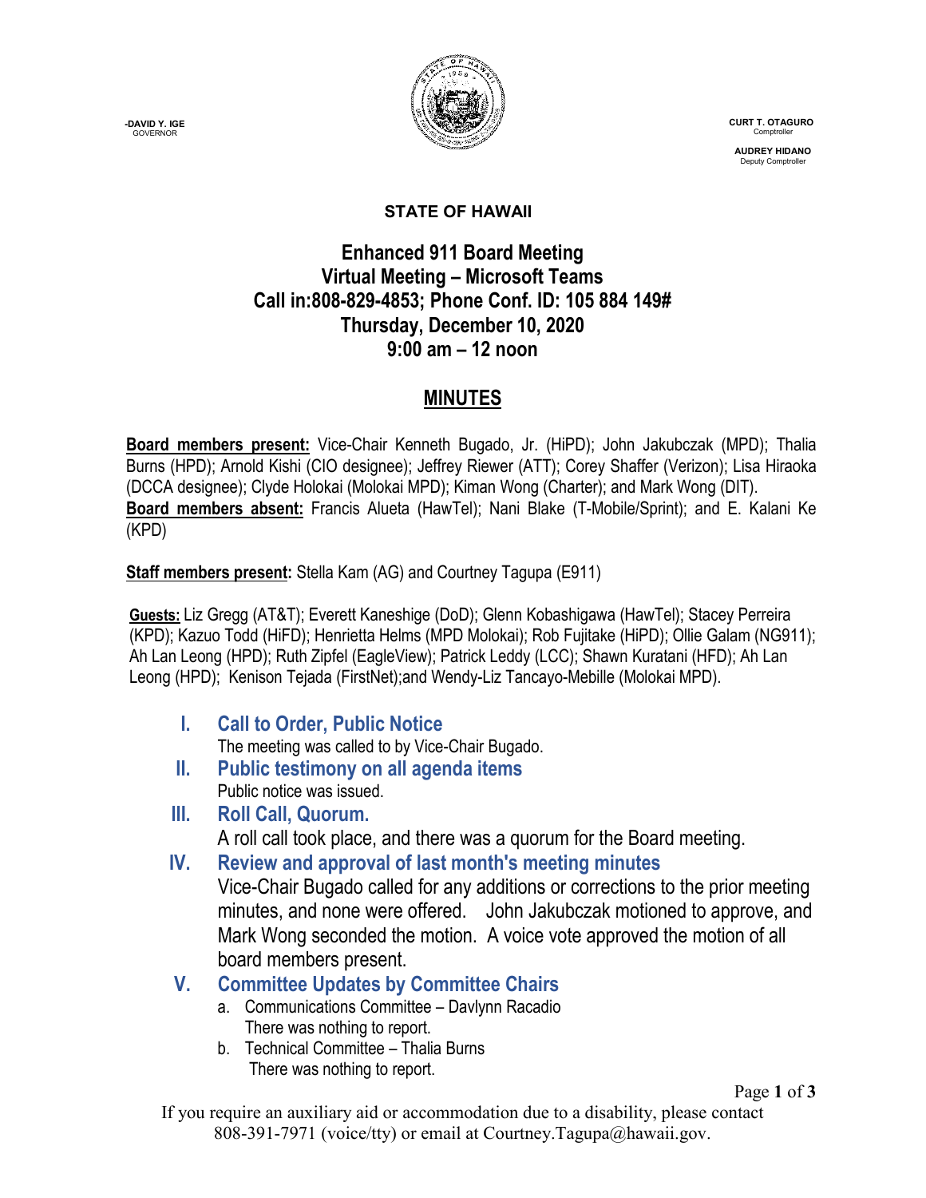**-DAVID Y. IGE**
GOVERNOR

**CURT T. OTAGURO**
Comptroller

**AUDREY HIDANO**
Deputy Comptroller

**STATE OF HAWAII**

# Enhanced 911 Board Meeting
## Virtual Meeting – Microsoft Teams
## Call in:808-829-4853; Phone Conf. ID: 105 884 149#
## Thursday, December 10, 2020
## 9:00 am – 12 noon

# MINUTES

**Board members present:** Vice-Chair Kenneth Bugado, Jr. (HiPD); John Jakubczak (MPD); Thalia Burns (HPD); Arnold Kishi (CIO designee); Jeffrey Riewer (ATT); Corey Shaffer (Verizon); Lisa Hiraoka (DCCA designee); Clyde Holokai (Molokai MPD); Kiman Wong (Charter); and Mark Wong (DIT).
**Board members absent:** Francis Alueta (HawTel); Nani Blake (T-Mobile/Sprint); and E. Kalani Ke (KPD)

**Staff members present:** Stella Kam (AG) and Courtney Tagupa (E911)

**Guests:** Liz Gregg (AT&T); Everett Kaneshige (DoD); Glenn Kobashigawa (HawTel); Stacey Perreira (KPD); Kazuo Todd (HiFD); Henrietta Helms (MPD Molokai); Rob Fujitake (HiPD); Ollie Galam (NG911); Ah Lan Leong (HPD); Ruth Zipfel (EagleView); Patrick Leddy (LCC); Shawn Kuratani (HFD); Ah Lan Leong (HPD); Kenison Tejada (FirstNet);and Wendy-Liz Tancayo-Mebille (Molokai MPD).

## I. Call to Order, Public Notice

The meeting was called to by Vice-Chair Bugado.

## II. Public testimony on all agenda items

Public notice was issued.

## III. Roll Call, Quorum.

A roll call took place, and there was a quorum for the Board meeting.

## IV. Review and approval of last month's meeting minutes

Vice-Chair Bugado called for any additions or corrections to the prior meeting minutes, and none were offered. John Jakubczak motioned to approve, and Mark Wong seconded the motion. A voice vote approved the motion of all board members present.

## V. Committee Updates by Committee Chairs

a. Communications Committee – Davlynn Racadio
   There was nothing to report.
b. Technical Committee – Thalia Burns
   There was nothing to report.

If you require an auxiliary aid or accommodation due to a disability, please contact 808-391-7971 (voice/tty) or email at Courtney.Tagupa@hawaii.gov.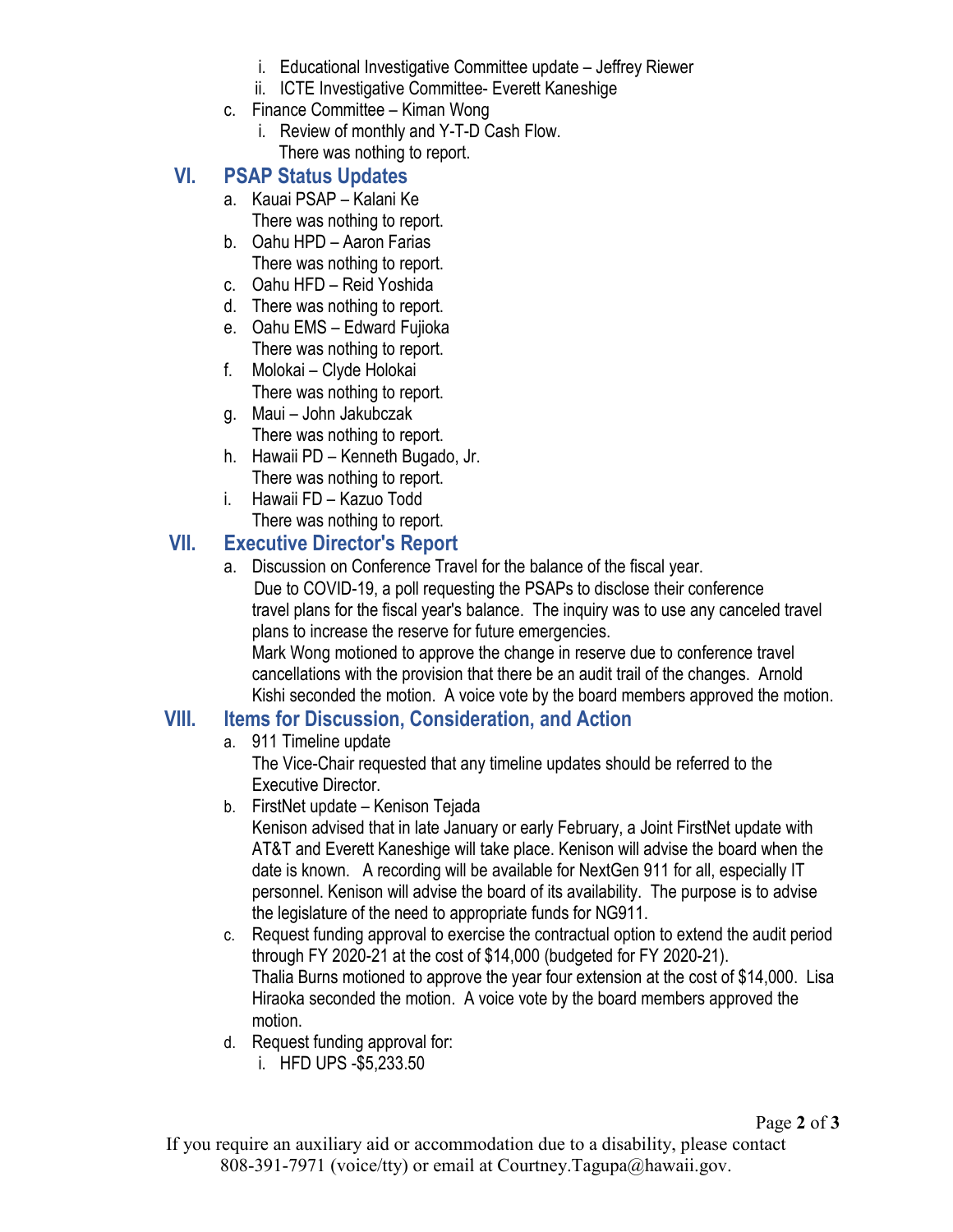i. Educational Investigative Committee update – Jeffrey Riewer
   ii. ICTE Investigative Committee- Everett Kaneshige

c. Finance Committee – Kiman Wong
   i. Review of monthly and Y-T-D Cash Flow.
      There was nothing to report.

## VI. PSAP Status Updates

a. Kauai PSAP – Kalani Ke
   There was nothing to report.
b. Oahu HPD – Aaron Farias
   There was nothing to report.
c. Oahu HFD – Reid Yoshida
d. There was nothing to report.
e. Oahu EMS – Edward Fujioka
   There was nothing to report.
f. Molokai – Clyde Holokai
   There was nothing to report.
g. Maui – John Jakubczak
   There was nothing to report.
h. Hawaii PD – Kenneth Bugado, Jr.
   There was nothing to report.
i. Hawaii FD – Kazuo Todd
   There was nothing to report.

## VII. Executive Director's Report

a. Discussion on Conference Travel for the balance of the fiscal year.
   Due to COVID-19, a poll requesting the PSAPs to disclose their conference travel plans for the fiscal year's balance. The inquiry was to use any canceled travel plans to increase the reserve for future emergencies.
   Mark Wong motioned to approve the change in reserve due to conference travel cancellations with the provision that there be an audit trail of the changes. Arnold Kishi seconded the motion. A voice vote by the board members approved the motion.

## VIII. Items for Discussion, Consideration, and Action

a. 911 Timeline update
   The Vice-Chair requested that any timeline updates should be referred to the Executive Director.
b. FirstNet update – Kenison Tejada
   Kenison advised that in late January or early February, a Joint FirstNet update with AT&T and Everett Kaneshige will take place. Kenison will advise the board when the date is known. A recording will be available for NextGen 911 for all, especially IT personnel. Kenison will advise the board of its availability. The purpose is to advise the legislature of the need to appropriate funds for NG911.
c. Request funding approval to exercise the contractual option to extend the audit period through FY 2020-21 at the cost of $14,000 (budgeted for FY 2020-21).
   Thalia Burns motioned to approve the year four extension at the cost of $14,000. Lisa Hiraoka seconded the motion. A voice vote by the board members approved the motion.
d. Request funding approval for:
   i. HFD UPS -$5,233.50

If you require an auxiliary aid or accommodation due to a disability, please contact 808-391-7971 (voice/tty) or email at Courtney.Tagupa@hawaii.gov.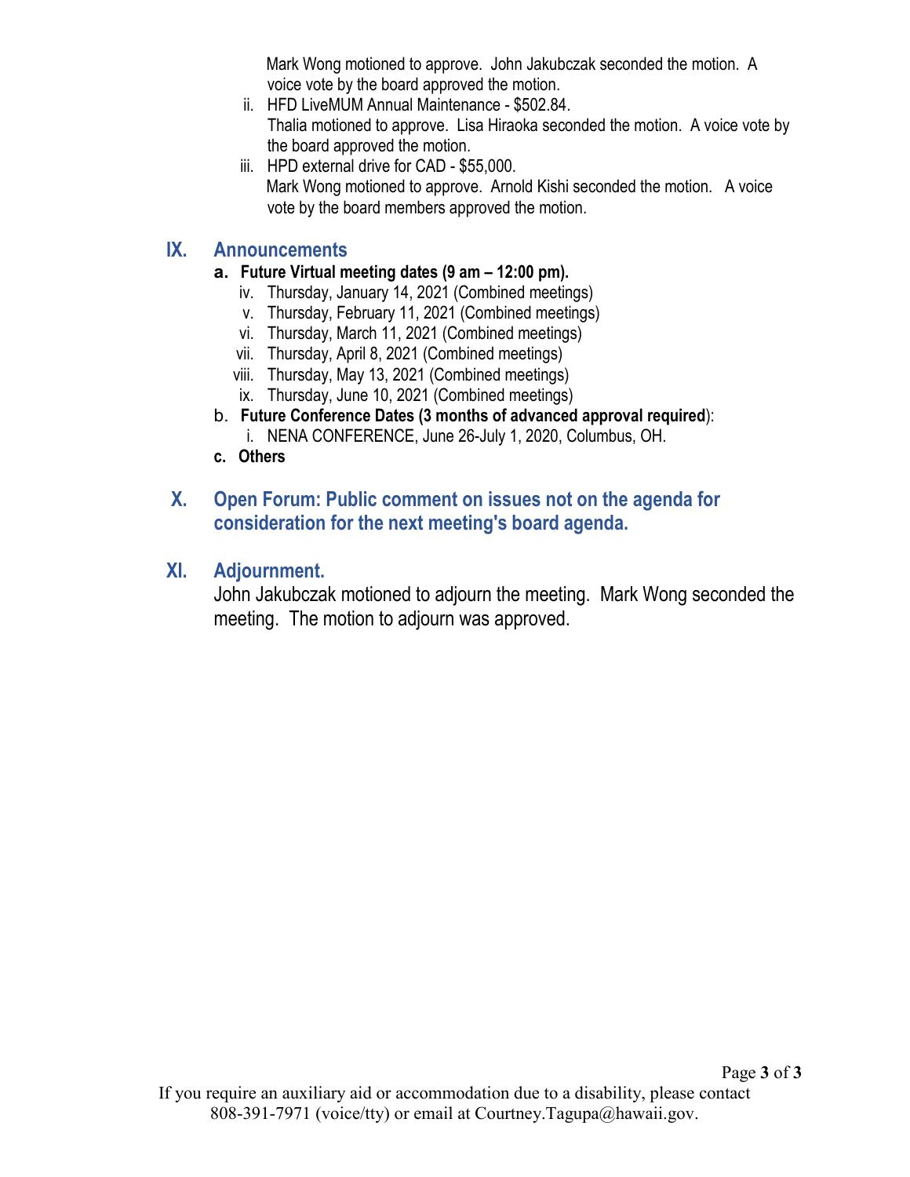Mark Wong motioned to approve. John Jakubczak seconded the motion. A voice vote by the board approved the motion.

ii. HFD LiveMUM Annual Maintenance - $502.84.
Thalia motioned to approve. Lisa Hiraoka seconded the motion. A voice vote by the board approved the motion.

iii. HPD external drive for CAD - $55,000.
Mark Wong motioned to approve. Arnold Kishi seconded the motion. A voice vote by the board members approved the motion.

## IX. Announcements

**a. Future Virtual meeting dates (9 am – 12:00 pm).**

iv. Thursday, January 14, 2021 (Combined meetings)
v. Thursday, February 11, 2021 (Combined meetings)
vi. Thursday, March 11, 2021 (Combined meetings)
vii. Thursday, April 8, 2021 (Combined meetings)
viii. Thursday, May 13, 2021 (Combined meetings)
ix. Thursday, June 10, 2021 (Combined meetings)

b. **Future Conference Dates (3 months of advanced approval required**):

i. NENA CONFERENCE, June 26-July 1, 2020, Columbus, OH.

**c. Others**

## X. Open Forum: Public comment on issues not on the agenda for consideration for the next meeting's board agenda.

## XI. Adjournment.

John Jakubczak motioned to adjourn the meeting. Mark Wong seconded the meeting. The motion to adjourn was approved.

If you require an auxiliary aid or accommodation due to a disability, please contact 808-391-7971 (voice/tty) or email at Courtney.Tagupa@hawaii.gov.